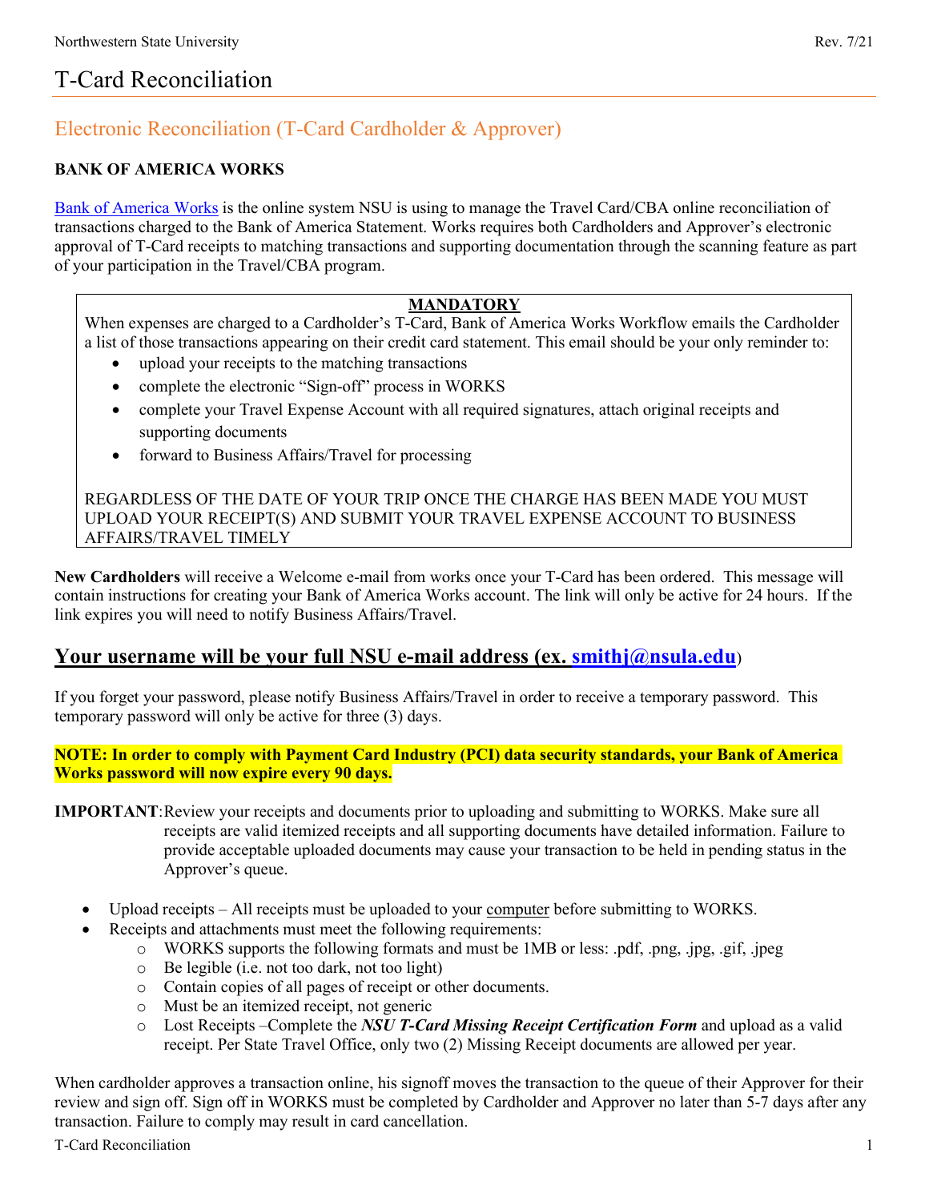# T-Card Reconciliation

## Electronic Reconciliation (T-Card Cardholder & Approver)

**BANK OF AMERICA WORKS**

Bank of America Works is the online system NSU is using to manage the Travel Card/CBA online reconciliation of transactions charged to the Bank of America Statement. Works requires both Cardholders and Approver's electronic approval of T-Card receipts to matching transactions and supporting documentation through the scanning feature as part of your participation in the Travel/CBA program.

> **MANDATORY**
>
> When expenses are charged to a Cardholder's T-Card, Bank of America Works Workflow emails the Cardholder a list of those transactions appearing on their credit card statement. This email should be your only reminder to:
>
> - upload your receipts to the matching transactions
> - complete the electronic "Sign-off" process in WORKS
> - complete your Travel Expense Account with all required signatures, attach original receipts and supporting documents
> - forward to Business Affairs/Travel for processing
>
> REGARDLESS OF THE DATE OF YOUR TRIP ONCE THE CHARGE HAS BEEN MADE YOU MUST UPLOAD YOUR RECEIPT(S) AND SUBMIT YOUR TRAVEL EXPENSE ACCOUNT TO BUSINESS AFFAIRS/TRAVEL TIMELY

**New Cardholders** will receive a Welcome e-mail from works once your T-Card has been ordered. This message will contain instructions for creating your Bank of America Works account. The link will only be active for 24 hours. If the link expires you will need to notify Business Affairs/Travel.

## Your username will be your full NSU e-mail address (ex. smithj@nsula.edu)

If you forget your password, please notify Business Affairs/Travel in order to receive a temporary password. This temporary password will only be active for three (3) days.

**NOTE: In order to comply with Payment Card Industry (PCI) data security standards, your Bank of America Works password will now expire every 90 days.**

**IMPORTANT**: Review your receipts and documents prior to uploading and submitting to WORKS. Make sure all receipts are valid itemized receipts and all supporting documents have detailed information. Failure to provide acceptable uploaded documents may cause your transaction to be held in pending status in the Approver's queue.

- Upload receipts – All receipts must be uploaded to your computer before submitting to WORKS.
- Receipts and attachments must meet the following requirements:
  - WORKS supports the following formats and must be 1MB or less: .pdf, .png, .jpg, .gif, .jpeg
  - Be legible (i.e. not too dark, not too light)
  - Contain copies of all pages of receipt or other documents.
  - Must be an itemized receipt, not generic
  - Lost Receipts –Complete the ***NSU T-Card Missing Receipt Certification Form*** and upload as a valid receipt. Per State Travel Office, only two (2) Missing Receipt documents are allowed per year.

When cardholder approves a transaction online, his signoff moves the transaction to the queue of their Approver for their review and sign off. Sign off in WORKS must be completed by Cardholder and Approver no later than 5-7 days after any transaction. Failure to comply may result in card cancellation.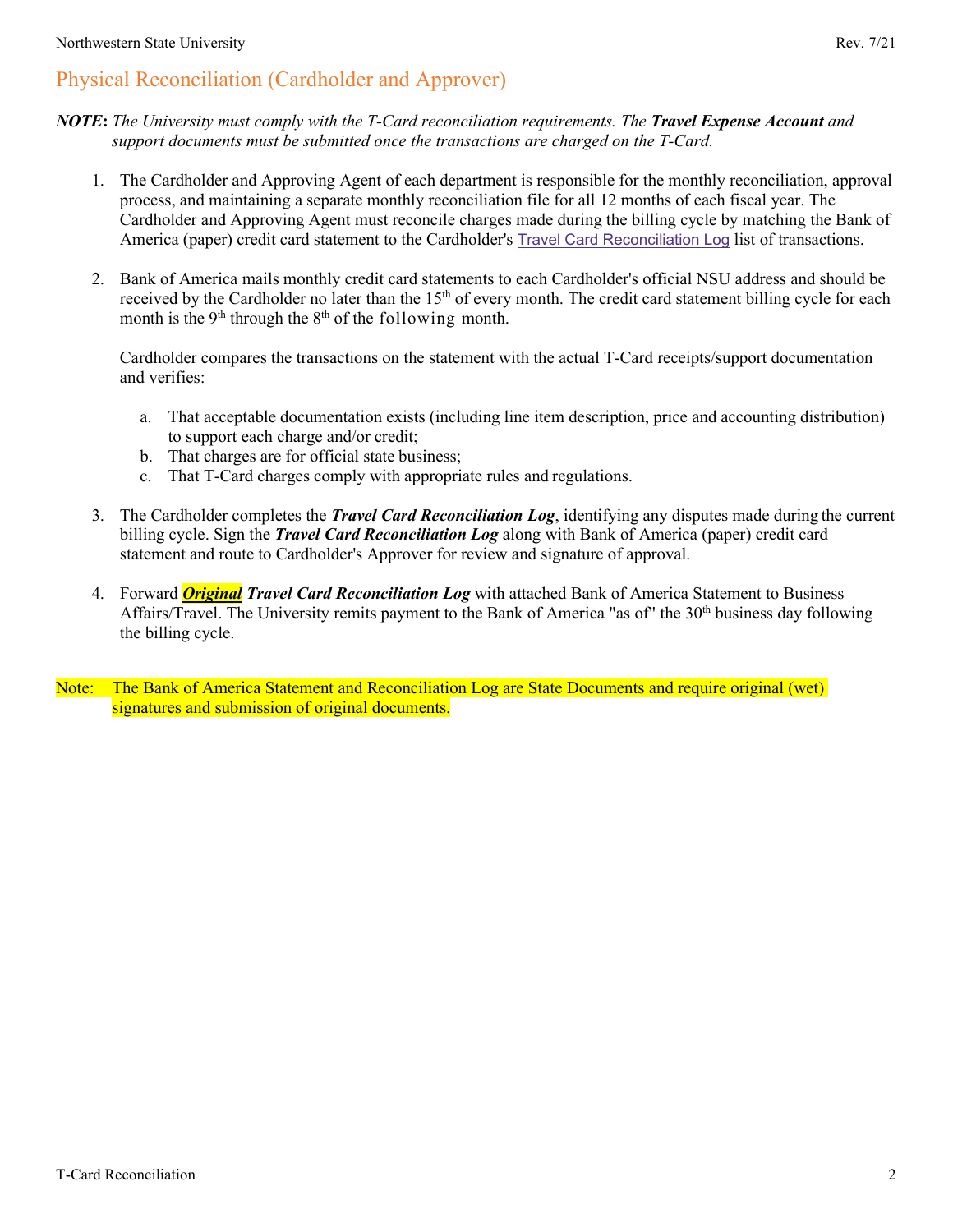## Physical Reconciliation (Cardholder and Approver)

***NOTE*****:** *The University must comply with the T-Card reconciliation requirements. The* ***Travel Expense Account*** *and support documents must be submitted once the transactions are charged on the T-Card.*

1. The Cardholder and Approving Agent of each department is responsible for the monthly reconciliation, approval process, and maintaining a separate monthly reconciliation file for all 12 months of each fiscal year. The Cardholder and Approving Agent must reconcile charges made during the billing cycle by matching the Bank of America (paper) credit card statement to the Cardholder's Travel Card Reconciliation Log list of transactions.

2. Bank of America mails monthly credit card statements to each Cardholder's official NSU address and should be received by the Cardholder no later than the 15th of every month. The credit card statement billing cycle for each month is the 9th through the 8th of the following month.

   Cardholder compares the transactions on the statement with the actual T-Card receipts/support documentation and verifies:

   a. That acceptable documentation exists (including line item description, price and accounting distribution) to support each charge and/or credit;
   b. That charges are for official state business;
   c. That T-Card charges comply with appropriate rules and regulations.

3. The Cardholder completes the ***Travel Card Reconciliation Log***, identifying any disputes made during the current billing cycle. Sign the ***Travel Card Reconciliation Log*** along with Bank of America (paper) credit card statement and route to Cardholder's Approver for review and signature of approval.

4. Forward ***Original*** ***Travel Card Reconciliation Log*** with attached Bank of America Statement to Business Affairs/Travel. The University remits payment to the Bank of America "as of" the 30th business day following the billing cycle.

Note: The Bank of America Statement and Reconciliation Log are State Documents and require original (wet) signatures and submission of original documents.